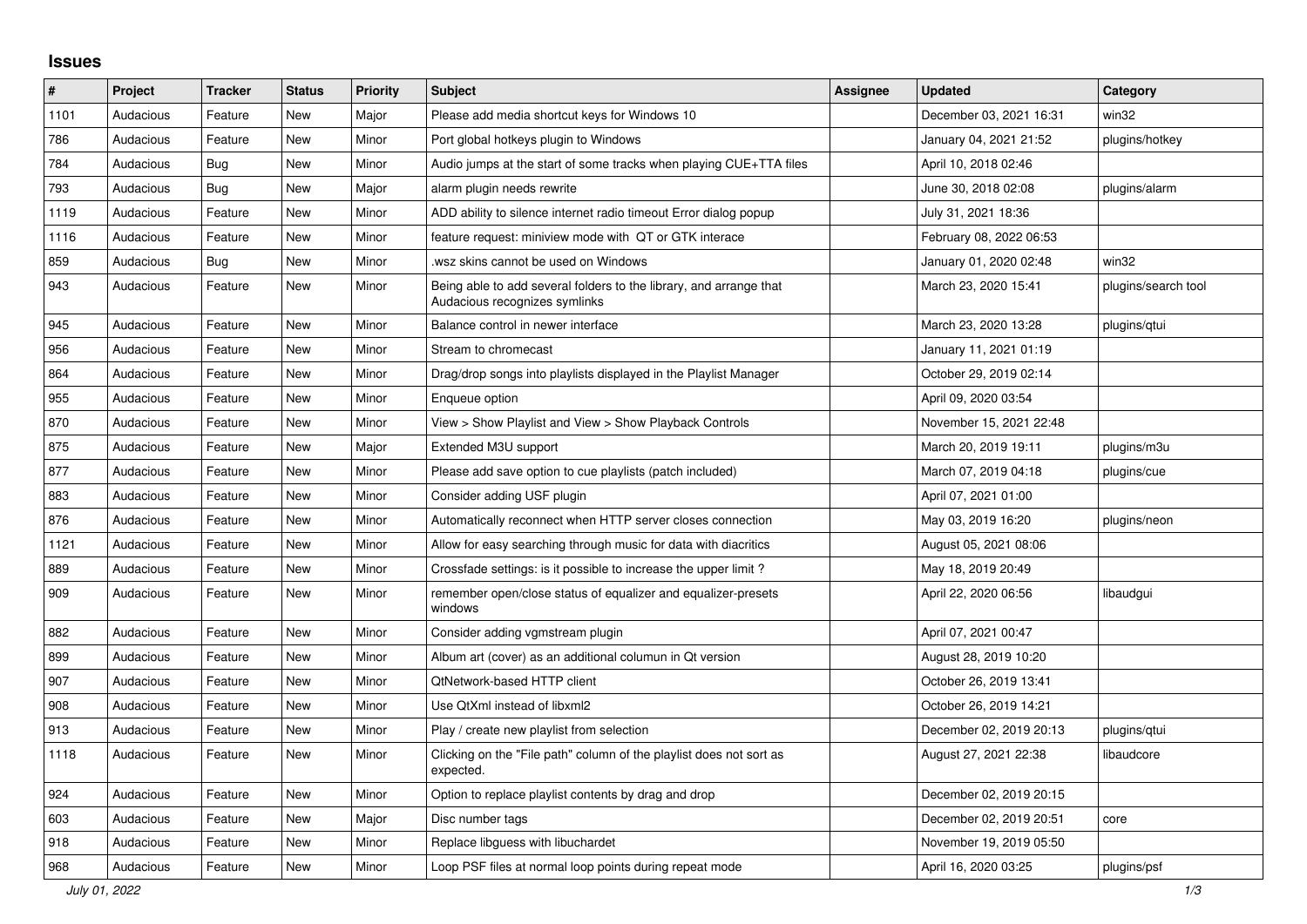# Issues

| # | Project | Tracker | Status | Priority | Subject | Assignee | Updated | Category |
|---|---|---|---|---|---|---|---|---|
| 1101 | Audacious | Feature | New | Major | Please add media shortcut keys for Windows 10 | | December 03, 2021 16:31 | win32 |
| 786 | Audacious | Feature | New | Minor | Port global hotkeys plugin to Windows | | January 04, 2021 21:52 | plugins/hotkey |
| 784 | Audacious | Bug | New | Minor | Audio jumps at the start of some tracks when playing CUE+TTA files | | April 10, 2018 02:46 | |
| 793 | Audacious | Bug | New | Major | alarm plugin needs rewrite | | June 30, 2018 02:08 | plugins/alarm |
| 1119 | Audacious | Feature | New | Minor | ADD ability to silence internet radio timeout Error dialog popup | | July 31, 2021 18:36 | |
| 1116 | Audacious | Feature | New | Minor | feature request: miniview mode with QT or GTK interace | | February 08, 2022 06:53 | |
| 859 | Audacious | Bug | New | Minor | .wsz skins cannot be used on Windows | | January 01, 2020 02:48 | win32 |
| 943 | Audacious | Feature | New | Minor | Being able to add several folders to the library, and arrange that Audacious recognizes symlinks | | March 23, 2020 15:41 | plugins/search tool |
| 945 | Audacious | Feature | New | Minor | Balance control in newer interface | | March 23, 2020 13:28 | plugins/qtui |
| 956 | Audacious | Feature | New | Minor | Stream to chromecast | | January 11, 2021 01:19 | |
| 864 | Audacious | Feature | New | Minor | Drag/drop songs into playlists displayed in the Playlist Manager | | October 29, 2019 02:14 | |
| 955 | Audacious | Feature | New | Minor | Enqueue option | | April 09, 2020 03:54 | |
| 870 | Audacious | Feature | New | Minor | View > Show Playlist and View > Show Playback Controls | | November 15, 2021 22:48 | |
| 875 | Audacious | Feature | New | Major | Extended M3U support | | March 20, 2019 19:11 | plugins/m3u |
| 877 | Audacious | Feature | New | Minor | Please add save option to cue playlists (patch included) | | March 07, 2019 04:18 | plugins/cue |
| 883 | Audacious | Feature | New | Minor | Consider adding USF plugin | | April 07, 2021 01:00 | |
| 876 | Audacious | Feature | New | Minor | Automatically reconnect when HTTP server closes connection | | May 03, 2019 16:20 | plugins/neon |
| 1121 | Audacious | Feature | New | Minor | Allow for easy searching through music for data with diacritics | | August 05, 2021 08:06 | |
| 889 | Audacious | Feature | New | Minor | Crossfade settings: is it possible to increase the upper limit ? | | May 18, 2019 20:49 | |
| 909 | Audacious | Feature | New | Minor | remember open/close status of equalizer and equalizer-presets windows | | April 22, 2020 06:56 | libaudgui |
| 882 | Audacious | Feature | New | Minor | Consider adding vgmstream plugin | | April 07, 2021 00:47 | |
| 899 | Audacious | Feature | New | Minor | Album art (cover) as an additional columun in Qt version | | August 28, 2019 10:20 | |
| 907 | Audacious | Feature | New | Minor | QtNetwork-based HTTP client | | October 26, 2019 13:41 | |
| 908 | Audacious | Feature | New | Minor | Use QtXml instead of libxml2 | | October 26, 2019 14:21 | |
| 913 | Audacious | Feature | New | Minor | Play / create new playlist from selection | | December 02, 2019 20:13 | plugins/qtui |
| 1118 | Audacious | Feature | New | Minor | Clicking on the "File path" column of the playlist does not sort as expected. | | August 27, 2021 22:38 | libaudcore |
| 924 | Audacious | Feature | New | Minor | Option to replace playlist contents by drag and drop | | December 02, 2019 20:15 | |
| 603 | Audacious | Feature | New | Major | Disc number tags | | December 02, 2019 20:51 | core |
| 918 | Audacious | Feature | New | Minor | Replace libguess with libuchardet | | November 19, 2019 05:50 | |
| 968 | Audacious | Feature | New | Minor | Loop PSF files at normal loop points during repeat mode | | April 16, 2020 03:25 | plugins/psf |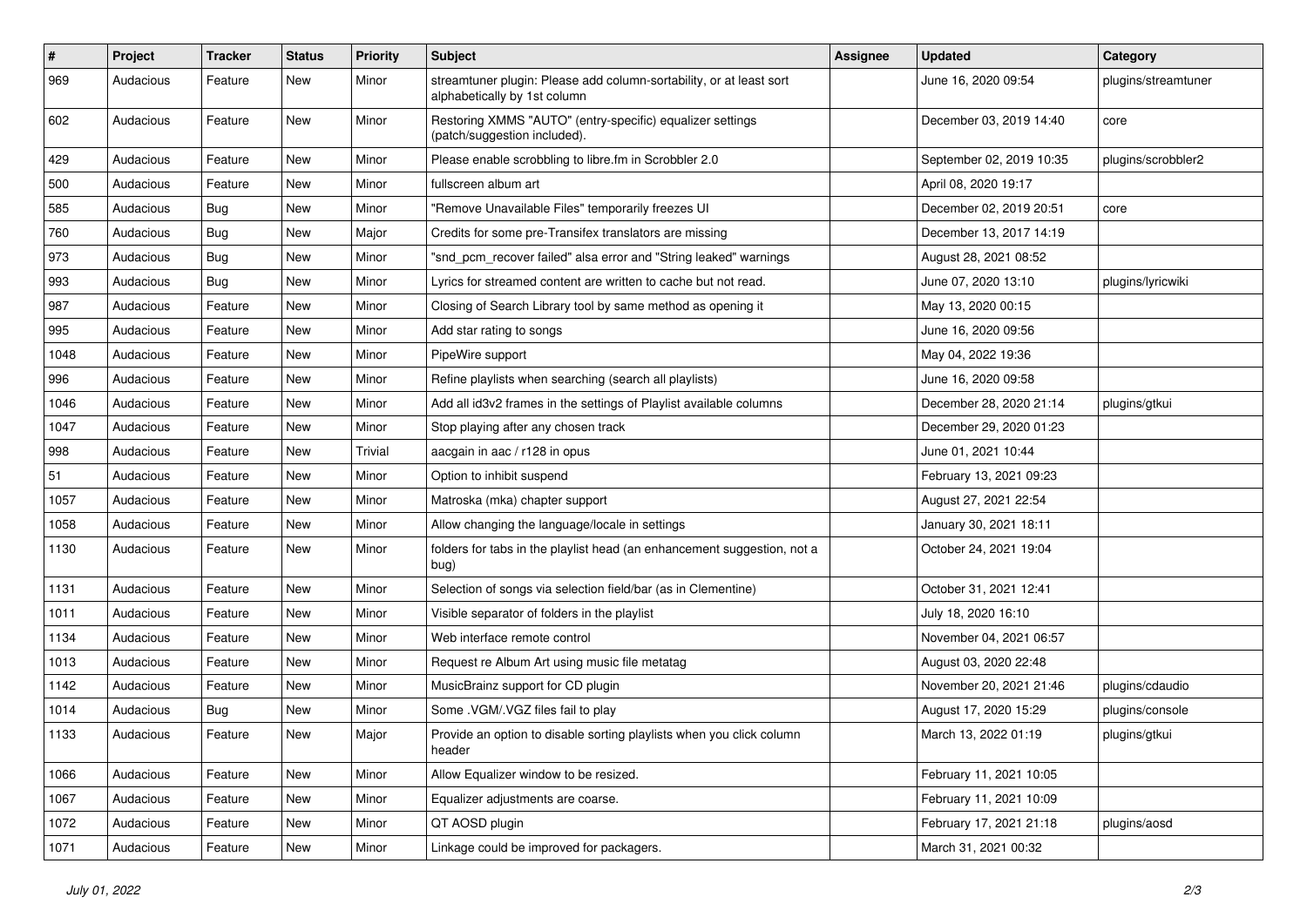| # | Project | Tracker | Status | Priority | Subject | Assignee | Updated | Category |
|---|---|---|---|---|---|---|---|---|
| 969 | Audacious | Feature | New | Minor | streamtuner plugin: Please add column-sortability, or at least sort alphabetically by 1st column | | June 16, 2020 09:54 | plugins/streamtuner |
| 602 | Audacious | Feature | New | Minor | Restoring XMMS "AUTO" (entry-specific) equalizer settings (patch/suggestion included). | | December 03, 2019 14:40 | core |
| 429 | Audacious | Feature | New | Minor | Please enable scrobbling to libre.fm in Scrobbler 2.0 | | September 02, 2019 10:35 | plugins/scrobbler2 |
| 500 | Audacious | Feature | New | Minor | fullscreen album art | | April 08, 2020 19:17 | |
| 585 | Audacious | Bug | New | Minor | "Remove Unavailable Files" temporarily freezes UI | | December 02, 2019 20:51 | core |
| 760 | Audacious | Bug | New | Major | Credits for some pre-Transifex translators are missing | | December 13, 2017 14:19 | |
| 973 | Audacious | Bug | New | Minor | "snd_pcm_recover failed" alsa error and "String leaked" warnings | | August 28, 2021 08:52 | |
| 993 | Audacious | Bug | New | Minor | Lyrics for streamed content are written to cache but not read. | | June 07, 2020 13:10 | plugins/lyricwiki |
| 987 | Audacious | Feature | New | Minor | Closing of Search Library tool by same method as opening it | | May 13, 2020 00:15 | |
| 995 | Audacious | Feature | New | Minor | Add star rating to songs | | June 16, 2020 09:56 | |
| 1048 | Audacious | Feature | New | Minor | PipeWire support | | May 04, 2022 19:36 | |
| 996 | Audacious | Feature | New | Minor | Refine playlists when searching (search all playlists) | | June 16, 2020 09:58 | |
| 1046 | Audacious | Feature | New | Minor | Add all id3v2 frames in the settings of Playlist available columns | | December 28, 2020 21:14 | plugins/gtkui |
| 1047 | Audacious | Feature | New | Minor | Stop playing after any chosen track | | December 29, 2020 01:23 | |
| 998 | Audacious | Feature | New | Trivial | aacgain in aac / r128 in opus | | June 01, 2021 10:44 | |
| 51 | Audacious | Feature | New | Minor | Option to inhibit suspend | | February 13, 2021 09:23 | |
| 1057 | Audacious | Feature | New | Minor | Matroska (mka) chapter support | | August 27, 2021 22:54 | |
| 1058 | Audacious | Feature | New | Minor | Allow changing the language/locale in settings | | January 30, 2021 18:11 | |
| 1130 | Audacious | Feature | New | Minor | folders for tabs in the playlist head (an enhancement suggestion, not a bug) | | October 24, 2021 19:04 | |
| 1131 | Audacious | Feature | New | Minor | Selection of songs via selection field/bar (as in Clementine) | | October 31, 2021 12:41 | |
| 1011 | Audacious | Feature | New | Minor | Visible separator of folders in the playlist | | July 18, 2020 16:10 | |
| 1134 | Audacious | Feature | New | Minor | Web interface remote control | | November 04, 2021 06:57 | |
| 1013 | Audacious | Feature | New | Minor | Request re Album Art using music file metatag | | August 03, 2020 22:48 | |
| 1142 | Audacious | Feature | New | Minor | MusicBrainz support for CD plugin | | November 20, 2021 21:46 | plugins/cdaudio |
| 1014 | Audacious | Bug | New | Minor | Some .VGM/.VGZ files fail to play | | August 17, 2020 15:29 | plugins/console |
| 1133 | Audacious | Feature | New | Major | Provide an option to disable sorting playlists when you click column header | | March 13, 2022 01:19 | plugins/gtkui |
| 1066 | Audacious | Feature | New | Minor | Allow Equalizer window to be resized. | | February 11, 2021 10:05 | |
| 1067 | Audacious | Feature | New | Minor | Equalizer adjustments are coarse. | | February 11, 2021 10:09 | |
| 1072 | Audacious | Feature | New | Minor | QT AOSD plugin | | February 17, 2021 21:18 | plugins/aosd |
| 1071 | Audacious | Feature | New | Minor | Linkage could be improved for packagers. | | March 31, 2021 00:32 | |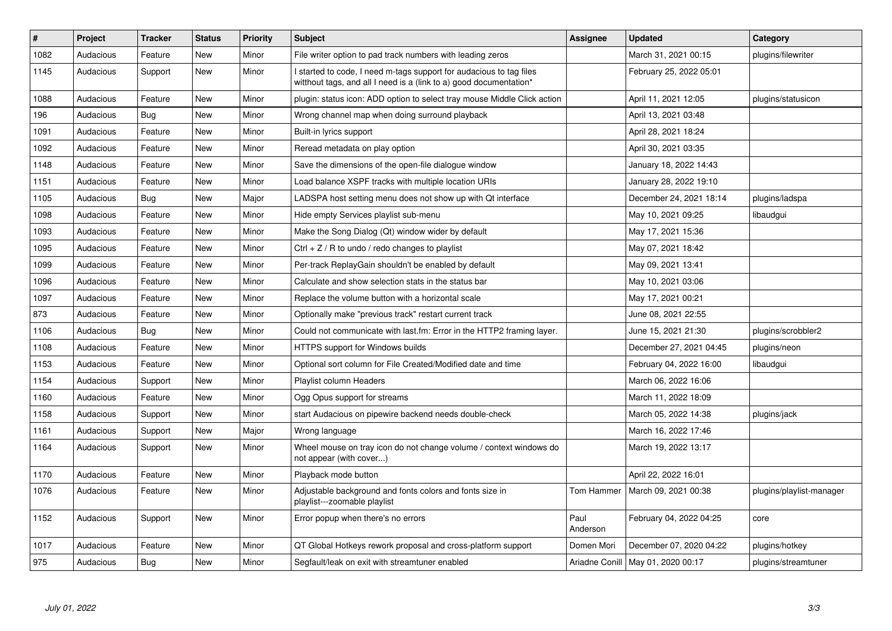| # | Project | Tracker | Status | Priority | Subject | Assignee | Updated | Category |
|---|---|---|---|---|---|---|---|---|
| 1082 | Audacious | Feature | New | Minor | File writer option to pad track numbers with leading zeros | | March 31, 2021 00:15 | plugins/filewriter |
| 1145 | Audacious | Support | New | Minor | I started to code, I need m-tags support for audacious to tag files witthout tags, and all I need is a (link to a) good documentation* | | February 25, 2022 05:01 | |
| 1088 | Audacious | Feature | New | Minor | plugin: status icon: ADD option to select tray mouse Middle Click action | | April 11, 2021 12:05 | plugins/statusicon |
| 196 | Audacious | Bug | New | Minor | Wrong channel map when doing surround playback | | April 13, 2021 03:48 | |
| 1091 | Audacious | Feature | New | Minor | Built-in lyrics support | | April 28, 2021 18:24 | |
| 1092 | Audacious | Feature | New | Minor | Reread metadata on play option | | April 30, 2021 03:35 | |
| 1148 | Audacious | Feature | New | Minor | Save the dimensions of the open-file dialogue window | | January 18, 2022 14:43 | |
| 1151 | Audacious | Feature | New | Minor | Load balance XSPF tracks with multiple location URIs | | January 28, 2022 19:10 | |
| 1105 | Audacious | Bug | New | Major | LADSPA host setting menu does not show up with Qt interface | | December 24, 2021 18:14 | plugins/ladspa |
| 1098 | Audacious | Feature | New | Minor | Hide empty Services playlist sub-menu | | May 10, 2021 09:25 | libaudgui |
| 1093 | Audacious | Feature | New | Minor | Make the Song Dialog (Qt) window wider by default | | May 17, 2021 15:36 | |
| 1095 | Audacious | Feature | New | Minor | Ctrl + Z / R to undo / redo changes to playlist | | May 07, 2021 18:42 | |
| 1099 | Audacious | Feature | New | Minor | Per-track ReplayGain shouldn't be enabled by default | | May 09, 2021 13:41 | |
| 1096 | Audacious | Feature | New | Minor | Calculate and show selection stats in the status bar | | May 10, 2021 03:06 | |
| 1097 | Audacious | Feature | New | Minor | Replace the volume button with a horizontal scale | | May 17, 2021 00:21 | |
| 873 | Audacious | Feature | New | Minor | Optionally make "previous track" restart current track | | June 08, 2021 22:55 | |
| 1106 | Audacious | Bug | New | Minor | Could not communicate with last.fm: Error in the HTTP2 framing layer. | | June 15, 2021 21:30 | plugins/scrobbler2 |
| 1108 | Audacious | Feature | New | Minor | HTTPS support for Windows builds | | December 27, 2021 04:45 | plugins/neon |
| 1153 | Audacious | Feature | New | Minor | Optional sort column for File Created/Modified date and time | | February 04, 2022 16:00 | libaudgui |
| 1154 | Audacious | Support | New | Minor | Playlist column Headers | | March 06, 2022 16:06 | |
| 1160 | Audacious | Feature | New | Minor | Ogg Opus support for streams | | March 11, 2022 18:09 | |
| 1158 | Audacious | Support | New | Minor | start Audacious on pipewire backend needs double-check | | March 05, 2022 14:38 | plugins/jack |
| 1161 | Audacious | Support | New | Major | Wrong language | | March 16, 2022 17:46 | |
| 1164 | Audacious | Support | New | Minor | Wheel mouse on tray icon do not change volume / context windows do not appear (with cover...) | | March 19, 2022 13:17 | |
| 1170 | Audacious | Feature | New | Minor | Playback mode button | | April 22, 2022 16:01 | |
| 1076 | Audacious | Feature | New | Minor | Adjustable background and fonts colors and fonts size in playlist---zoomable playlist | Tom Hammer | March 09, 2021 00:38 | plugins/playlist-manager |
| 1152 | Audacious | Support | New | Minor | Error popup when there's no errors | Paul Anderson | February 04, 2022 04:25 | core |
| 1017 | Audacious | Feature | New | Minor | QT Global Hotkeys rework proposal and cross-platform support | Domen Mori | December 07, 2020 04:22 | plugins/hotkey |
| 975 | Audacious | Bug | New | Minor | Segfault/leak on exit with streamtuner enabled | Ariadne Conill | May 01, 2020 00:17 | plugins/streamtuner |

*July 01, 2022*